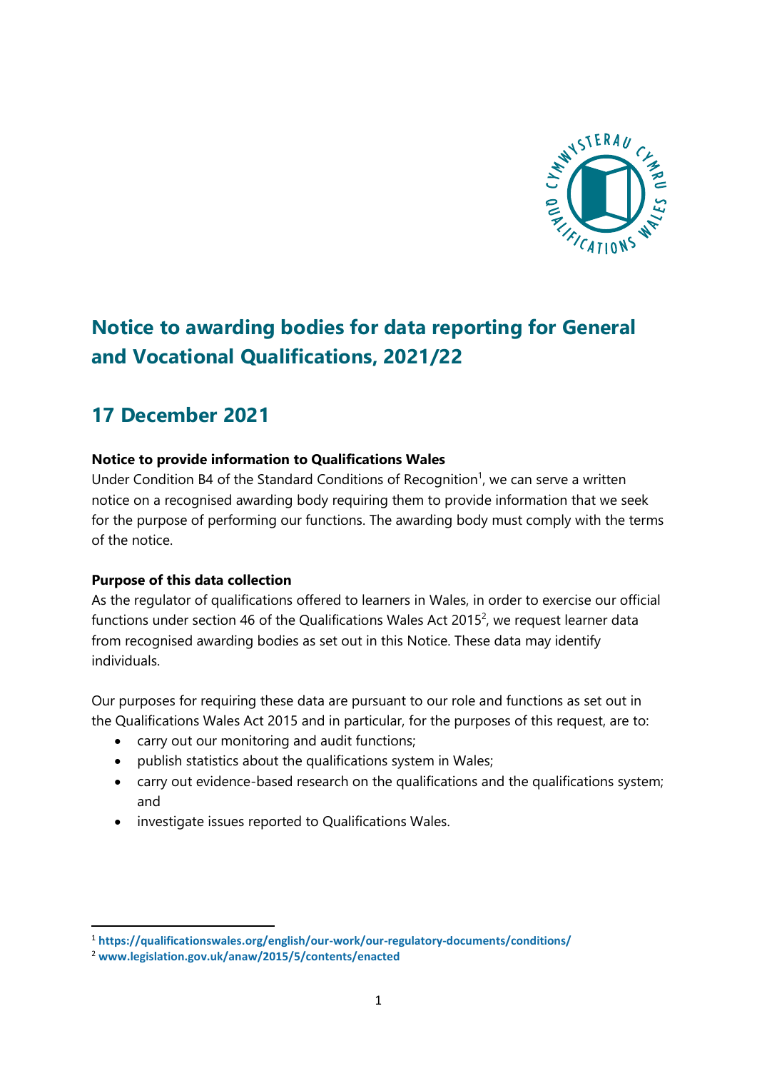# Notice to awarding bodies for data reporting for General and Vocational Qualifications, 2021/22

## 17 December 2021

**Notice to provide information to Qualifications Wales**

Under Condition B4 of the Standard Conditions of Recognition[1], we can serve a written notice on a recognised awarding body requiring them to provide information that we seek for the purpose of performing our functions. The awarding body must comply with the terms of the notice.

**Purpose of this data collection**

As the regulator of qualifications offered to learners in Wales, in order to exercise our official functions under section 46 of the Qualifications Wales Act 2015[2], we request learner data from recognised awarding bodies as set out in this Notice. These data may identify individuals.

Our purposes for requiring these data are pursuant to our role and functions as set out in the Qualifications Wales Act 2015 and in particular, for the purposes of this request, are to:

- carry out our monitoring and audit functions;
- publish statistics about the qualifications system in Wales;
- carry out evidence-based research on the qualifications and the qualifications system; and
- investigate issues reported to Qualifications Wales.

---

[1] **https://qualificationswales.org/english/our-work/our-regulatory-documents/conditions/**

[2] **www.legislation.gov.uk/anaw/2015/5/contents/enacted**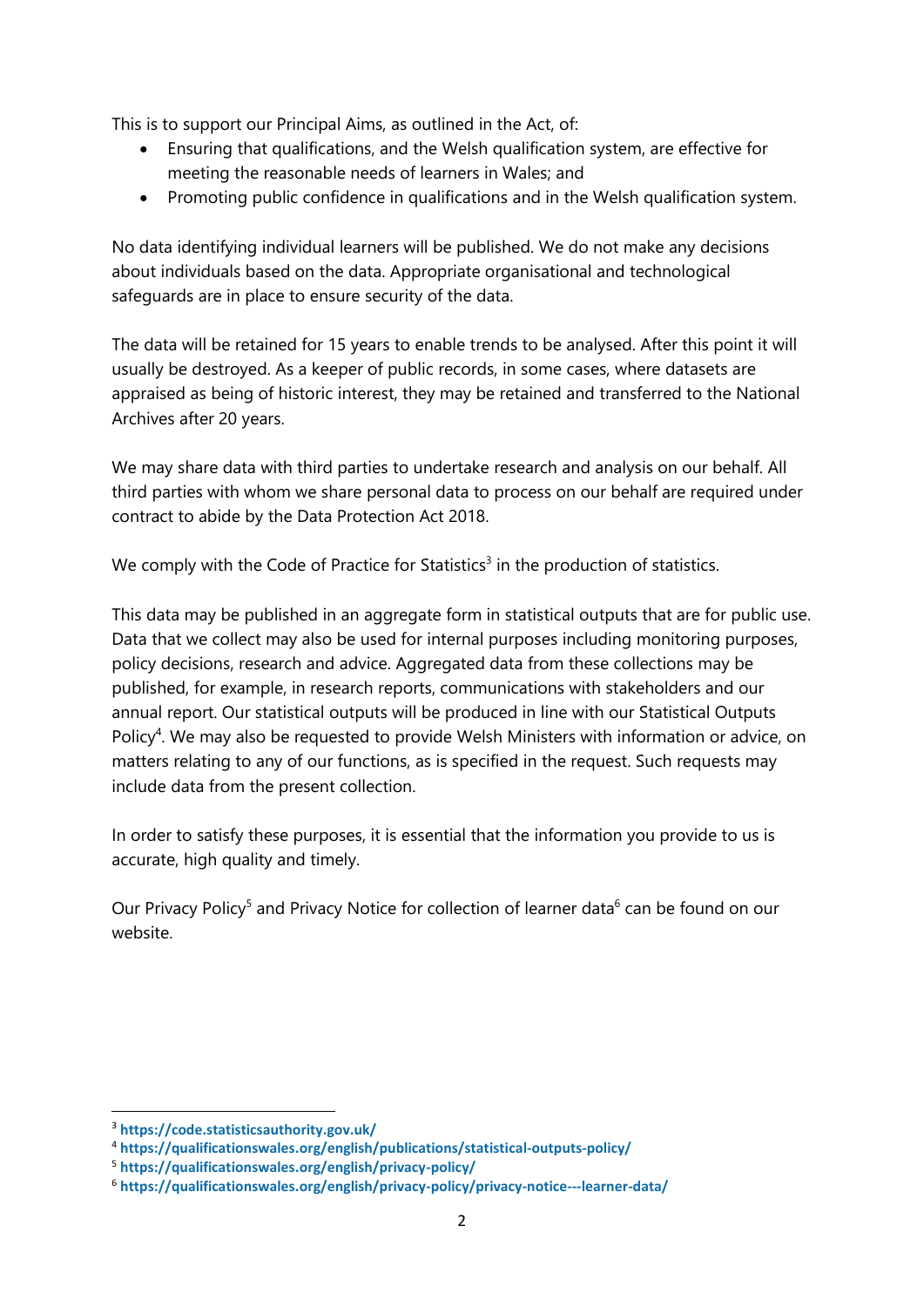This is to support our Principal Aims, as outlined in the Act, of:

- Ensuring that qualifications, and the Welsh qualification system, are effective for meeting the reasonable needs of learners in Wales; and
- Promoting public confidence in qualifications and in the Welsh qualification system.

No data identifying individual learners will be published. We do not make any decisions about individuals based on the data. Appropriate organisational and technological safeguards are in place to ensure security of the data.

The data will be retained for 15 years to enable trends to be analysed. After this point it will usually be destroyed. As a keeper of public records, in some cases, where datasets are appraised as being of historic interest, they may be retained and transferred to the National Archives after 20 years.

We may share data with third parties to undertake research and analysis on our behalf. All third parties with whom we share personal data to process on our behalf are required under contract to abide by the Data Protection Act 2018.

We comply with the Code of Practice for Statistics[3] in the production of statistics.

This data may be published in an aggregate form in statistical outputs that are for public use. Data that we collect may also be used for internal purposes including monitoring purposes, policy decisions, research and advice. Aggregated data from these collections may be published, for example, in research reports, communications with stakeholders and our annual report. Our statistical outputs will be produced in line with our Statistical Outputs Policy[4]. We may also be requested to provide Welsh Ministers with information or advice, on matters relating to any of our functions, as is specified in the request. Such requests may include data from the present collection.

In order to satisfy these purposes, it is essential that the information you provide to us is accurate, high quality and timely.

Our Privacy Policy[5] and Privacy Notice for collection of learner data[6] can be found on our website.

---

[3] **https://code.statisticsauthority.gov.uk/**

[4] **https://qualificationswales.org/english/publications/statistical-outputs-policy/**

[5] **https://qualificationswales.org/english/privacy-policy/**

[6] **https://qualificationswales.org/english/privacy-policy/privacy-notice---learner-data/**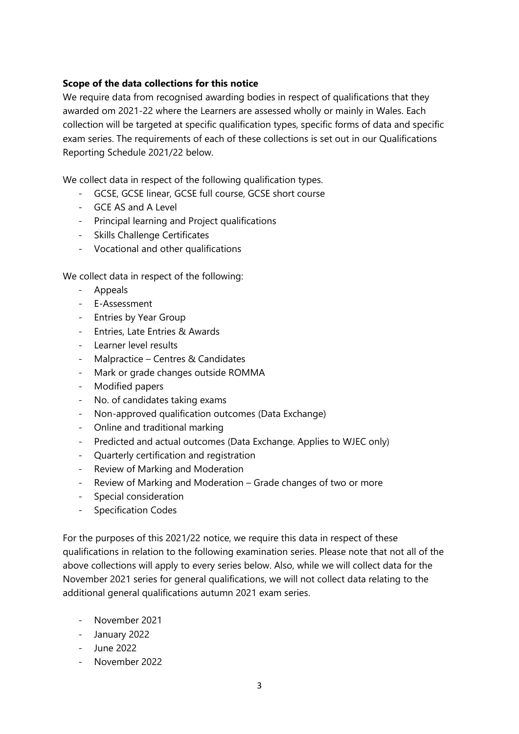**Scope of the data collections for this notice**

We require data from recognised awarding bodies in respect of qualifications that they awarded om 2021-22 where the Learners are assessed wholly or mainly in Wales. Each collection will be targeted at specific qualification types, specific forms of data and specific exam series. The requirements of each of these collections is set out in our Qualifications Reporting Schedule 2021/22 below.

We collect data in respect of the following qualification types.

- GCSE, GCSE linear, GCSE full course, GCSE short course
- GCE AS and A Level
- Principal learning and Project qualifications
- Skills Challenge Certificates
- Vocational and other qualifications

We collect data in respect of the following:

- Appeals
- E-Assessment
- Entries by Year Group
- Entries, Late Entries & Awards
- Learner level results
- Malpractice – Centres & Candidates
- Mark or grade changes outside ROMMA
- Modified papers
- No. of candidates taking exams
- Non-approved qualification outcomes (Data Exchange)
- Online and traditional marking
- Predicted and actual outcomes (Data Exchange. Applies to WJEC only)
- Quarterly certification and registration
- Review of Marking and Moderation
- Review of Marking and Moderation – Grade changes of two or more
- Special consideration
- Specification Codes

For the purposes of this 2021/22 notice, we require this data in respect of these qualifications in relation to the following examination series. Please note that not all of the above collections will apply to every series below. Also, while we will collect data for the November 2021 series for general qualifications, we will not collect data relating to the additional general qualifications autumn 2021 exam series.

- November 2021
- January 2022
- June 2022
- November 2022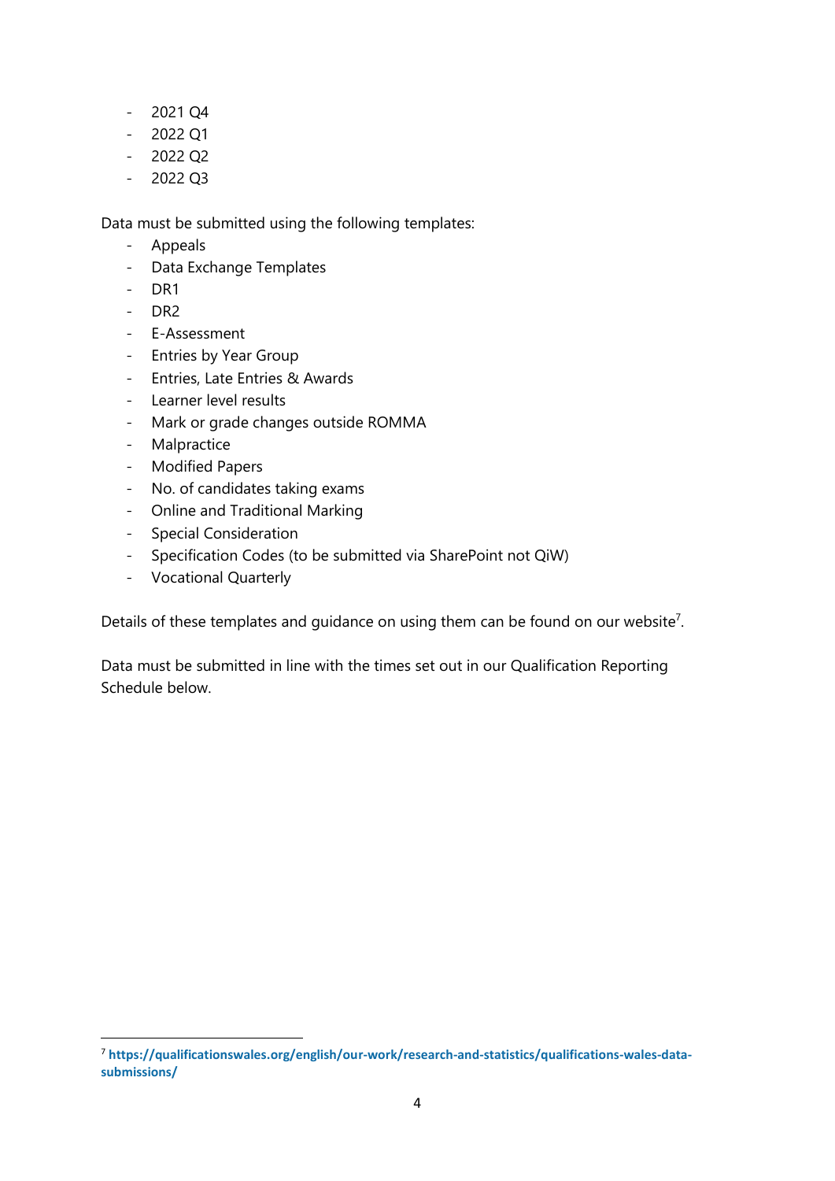- 2021 Q4
- 2022 Q1
- 2022 Q2
- 2022 Q3

Data must be submitted using the following templates:

- Appeals
- Data Exchange Templates
- DR1
- DR2
- E-Assessment
- Entries by Year Group
- Entries, Late Entries & Awards
- Learner level results
- Mark or grade changes outside ROMMA
- Malpractice
- Modified Papers
- No. of candidates taking exams
- Online and Traditional Marking
- Special Consideration
- Specification Codes (to be submitted via SharePoint not QiW)
- Vocational Quarterly

Details of these templates and guidance on using them can be found on our website[7].

Data must be submitted in line with the times set out in our Qualification Reporting Schedule below.

---

[7] **https://qualificationswales.org/english/our-work/research-and-statistics/qualifications-wales-data-submissions/**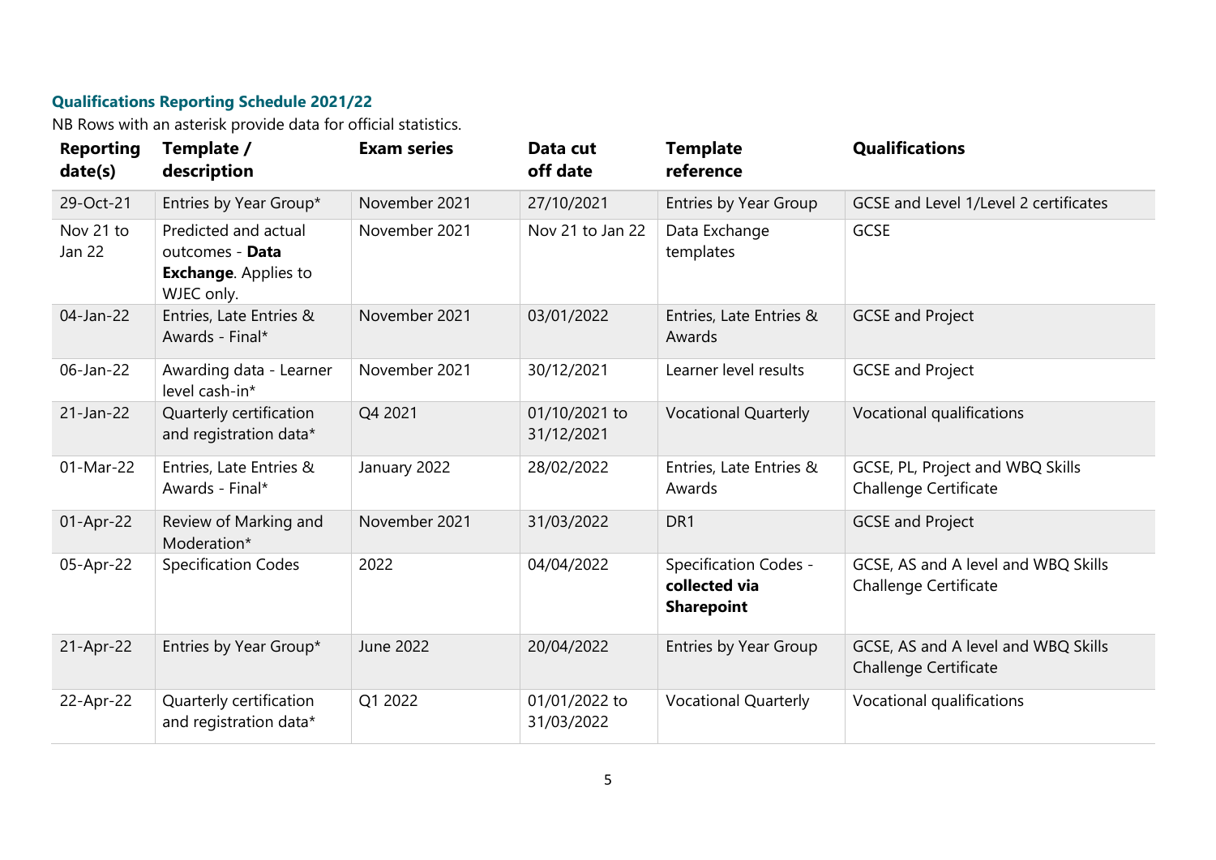### Qualifications Reporting Schedule 2021/22

NB Rows with an asterisk provide data for official statistics.

| Reporting date(s) | Template / description | Exam series | Data cut off date | Template reference | Qualifications |
|---|---|---|---|---|---|
| 29-Oct-21 | Entries by Year Group* | November 2021 | 27/10/2021 | Entries by Year Group | GCSE and Level 1/Level 2 certificates |
| Nov 21 to Jan 22 | Predicted and actual outcomes - **Data Exchange**. Applies to WJEC only. | November 2021 | Nov 21 to Jan 22 | Data Exchange templates | GCSE |
| 04-Jan-22 | Entries, Late Entries & Awards - Final* | November 2021 | 03/01/2022 | Entries, Late Entries & Awards | GCSE and Project |
| 06-Jan-22 | Awarding data - Learner level cash-in* | November 2021 | 30/12/2021 | Learner level results | GCSE and Project |
| 21-Jan-22 | Quarterly certification and registration data* | Q4 2021 | 01/10/2021 to 31/12/2021 | Vocational Quarterly | Vocational qualifications |
| 01-Mar-22 | Entries, Late Entries & Awards - Final* | January 2022 | 28/02/2022 | Entries, Late Entries & Awards | GCSE, PL, Project and WBQ Skills Challenge Certificate |
| 01-Apr-22 | Review of Marking and Moderation* | November 2021 | 31/03/2022 | DR1 | GCSE and Project |
| 05-Apr-22 | Specification Codes | 2022 | 04/04/2022 | Specification Codes - **collected via Sharepoint** | GCSE, AS and A level and WBQ Skills Challenge Certificate |
| 21-Apr-22 | Entries by Year Group* | June 2022 | 20/04/2022 | Entries by Year Group | GCSE, AS and A level and WBQ Skills Challenge Certificate |
| 22-Apr-22 | Quarterly certification and registration data* | Q1 2022 | 01/01/2022 to 31/03/2022 | Vocational Quarterly | Vocational qualifications |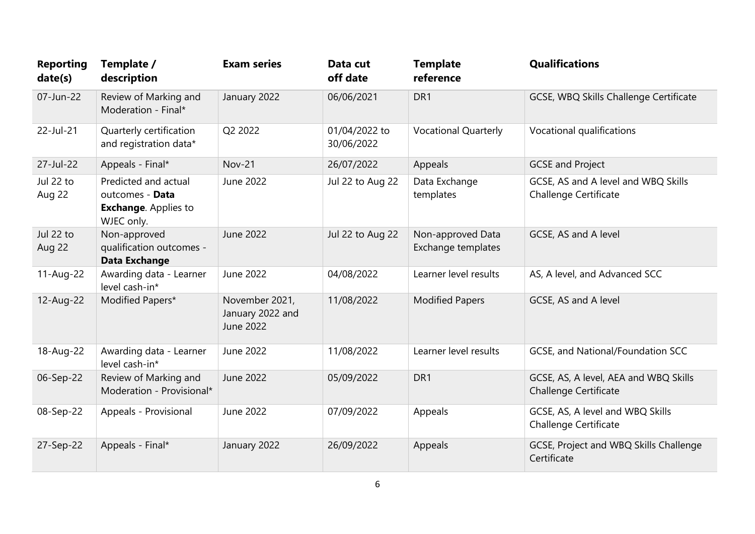| Reporting date(s) | Template / description | Exam series | Data cut off date | Template reference | Qualifications |
| --- | --- | --- | --- | --- | --- |
| 07-Jun-22 | Review of Marking and Moderation - Final* | January 2022 | 06/06/2021 | DR1 | GCSE, WBQ Skills Challenge Certificate |
| 22-Jul-21 | Quarterly certification and registration data* | Q2 2022 | 01/04/2022 to 30/06/2022 | Vocational Quarterly | Vocational qualifications |
| 27-Jul-22 | Appeals - Final* | Nov-21 | 26/07/2022 | Appeals | GCSE and Project |
| Jul 22 to Aug 22 | Predicted and actual outcomes - **Data Exchange**. Applies to WJEC only. | June 2022 | Jul 22 to Aug 22 | Data Exchange templates | GCSE, AS and A level and WBQ Skills Challenge Certificate |
| Jul 22 to Aug 22 | Non-approved qualification outcomes - **Data Exchange** | June 2022 | Jul 22 to Aug 22 | Non-approved Data Exchange templates | GCSE, AS and A level |
| 11-Aug-22 | Awarding data - Learner level cash-in* | June 2022 | 04/08/2022 | Learner level results | AS, A level, and Advanced SCC |
| 12-Aug-22 | Modified Papers* | November 2021, January 2022 and June 2022 | 11/08/2022 | Modified Papers | GCSE, AS and A level |
| 18-Aug-22 | Awarding data - Learner level cash-in* | June 2022 | 11/08/2022 | Learner level results | GCSE, and National/Foundation SCC |
| 06-Sep-22 | Review of Marking and Moderation - Provisional* | June 2022 | 05/09/2022 | DR1 | GCSE, AS, A level, AEA and WBQ Skills Challenge Certificate |
| 08-Sep-22 | Appeals - Provisional | June 2022 | 07/09/2022 | Appeals | GCSE, AS, A level and WBQ Skills Challenge Certificate |
| 27-Sep-22 | Appeals - Final* | January 2022 | 26/09/2022 | Appeals | GCSE, Project and WBQ Skills Challenge Certificate |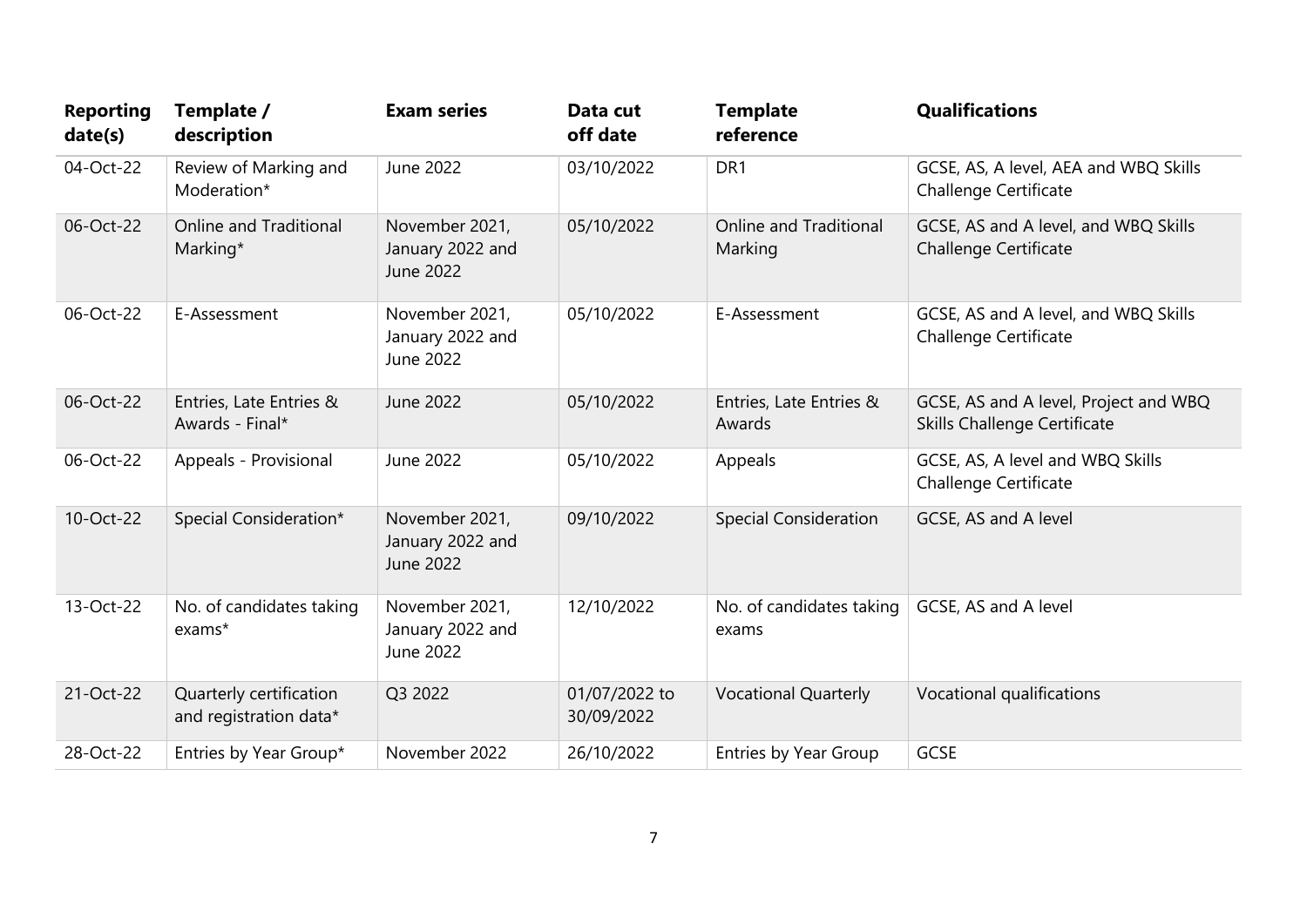| Reporting date(s) | Template / description | Exam series | Data cut off date | Template reference | Qualifications |
|---|---|---|---|---|---|
| 04-Oct-22 | Review of Marking and Moderation* | June 2022 | 03/10/2022 | DR1 | GCSE, AS, A level, AEA and WBQ Skills Challenge Certificate |
| 06-Oct-22 | Online and Traditional Marking* | November 2021, January 2022 and June 2022 | 05/10/2022 | Online and Traditional Marking | GCSE, AS and A level, and WBQ Skills Challenge Certificate |
| 06-Oct-22 | E-Assessment | November 2021, January 2022 and June 2022 | 05/10/2022 | E-Assessment | GCSE, AS and A level, and WBQ Skills Challenge Certificate |
| 06-Oct-22 | Entries, Late Entries & Awards - Final* | June 2022 | 05/10/2022 | Entries, Late Entries & Awards | GCSE, AS and A level, Project and WBQ Skills Challenge Certificate |
| 06-Oct-22 | Appeals - Provisional | June 2022 | 05/10/2022 | Appeals | GCSE, AS, A level and WBQ Skills Challenge Certificate |
| 10-Oct-22 | Special Consideration* | November 2021, January 2022 and June 2022 | 09/10/2022 | Special Consideration | GCSE, AS and A level |
| 13-Oct-22 | No. of candidates taking exams* | November 2021, January 2022 and June 2022 | 12/10/2022 | No. of candidates taking exams | GCSE, AS and A level |
| 21-Oct-22 | Quarterly certification and registration data* | Q3 2022 | 01/07/2022 to 30/09/2022 | Vocational Quarterly | Vocational qualifications |
| 28-Oct-22 | Entries by Year Group* | November 2022 | 26/10/2022 | Entries by Year Group | GCSE |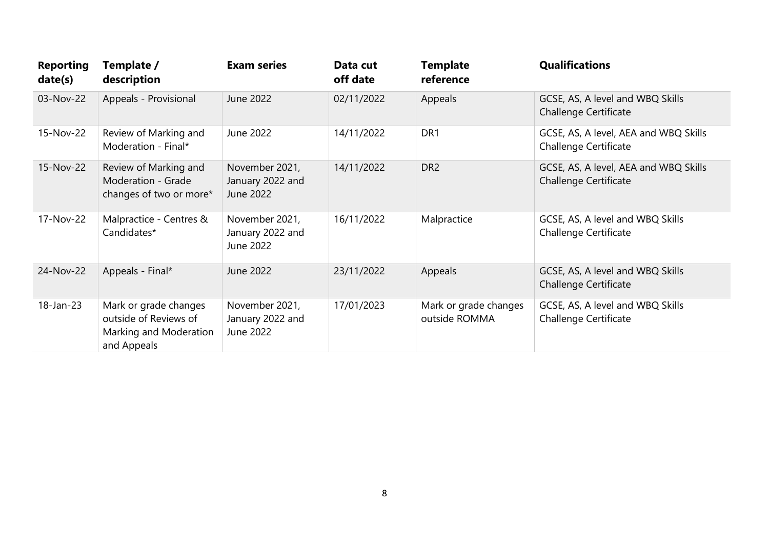| Reporting date(s) | Template / description | Exam series | Data cut off date | Template reference | Qualifications |
|---|---|---|---|---|---|
| 03-Nov-22 | Appeals - Provisional | June 2022 | 02/11/2022 | Appeals | GCSE, AS, A level and WBQ Skills Challenge Certificate |
| 15-Nov-22 | Review of Marking and Moderation - Final* | June 2022 | 14/11/2022 | DR1 | GCSE, AS, A level, AEA and WBQ Skills Challenge Certificate |
| 15-Nov-22 | Review of Marking and Moderation - Grade changes of two or more* | November 2021, January 2022 and June 2022 | 14/11/2022 | DR2 | GCSE, AS, A level, AEA and WBQ Skills Challenge Certificate |
| 17-Nov-22 | Malpractice - Centres & Candidates* | November 2021, January 2022 and June 2022 | 16/11/2022 | Malpractice | GCSE, AS, A level and WBQ Skills Challenge Certificate |
| 24-Nov-22 | Appeals - Final* | June 2022 | 23/11/2022 | Appeals | GCSE, AS, A level and WBQ Skills Challenge Certificate |
| 18-Jan-23 | Mark or grade changes outside of Reviews of Marking and Moderation and Appeals | November 2021, January 2022 and June 2022 | 17/01/2023 | Mark or grade changes outside ROMMA | GCSE, AS, A level and WBQ Skills Challenge Certificate |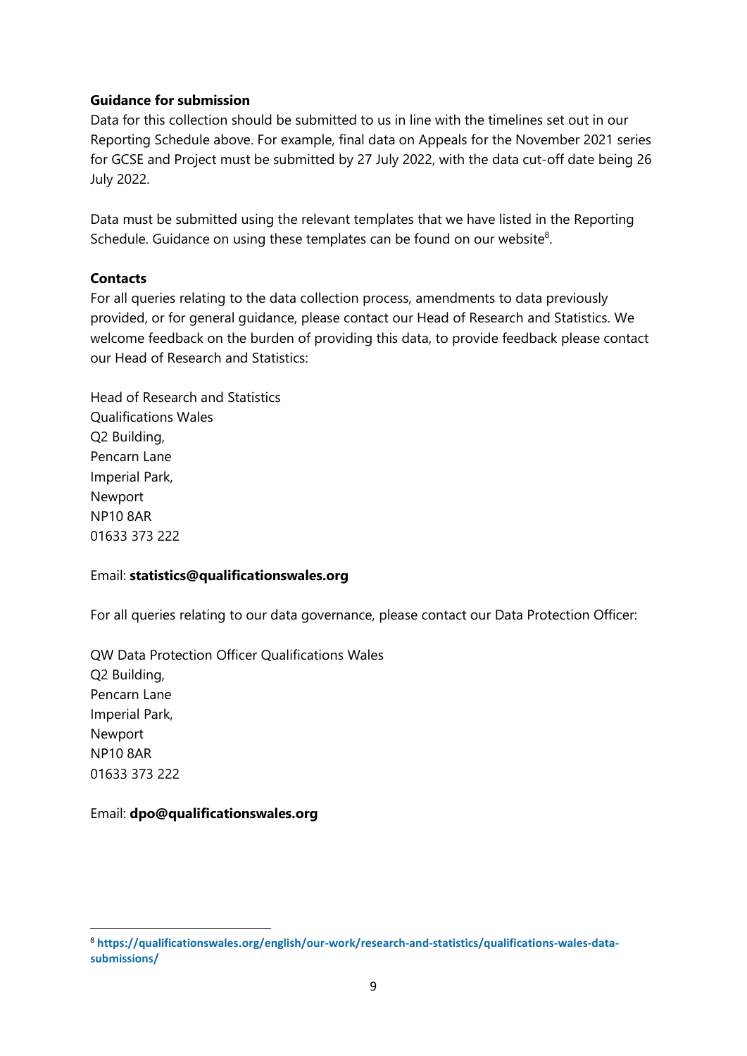**Guidance for submission**

Data for this collection should be submitted to us in line with the timelines set out in our Reporting Schedule above. For example, final data on Appeals for the November 2021 series for GCSE and Project must be submitted by 27 July 2022, with the data cut-off date being 26 July 2022.

Data must be submitted using the relevant templates that we have listed in the Reporting Schedule. Guidance on using these templates can be found on our website[8].

**Contacts**

For all queries relating to the data collection process, amendments to data previously provided, or for general guidance, please contact our Head of Research and Statistics. We welcome feedback on the burden of providing this data, to provide feedback please contact our Head of Research and Statistics:

Head of Research and Statistics
Qualifications Wales
Q2 Building,
Pencarn Lane
Imperial Park,
Newport
NP10 8AR
01633 373 222

Email: **statistics@qualificationswales.org**

For all queries relating to our data governance, please contact our Data Protection Officer:

QW Data Protection Officer Qualifications Wales
Q2 Building,
Pencarn Lane
Imperial Park,
Newport
NP10 8AR
01633 373 222

Email: **dpo@qualificationswales.org**

---

[8] **https://qualificationswales.org/english/our-work/research-and-statistics/qualifications-wales-data-submissions/**